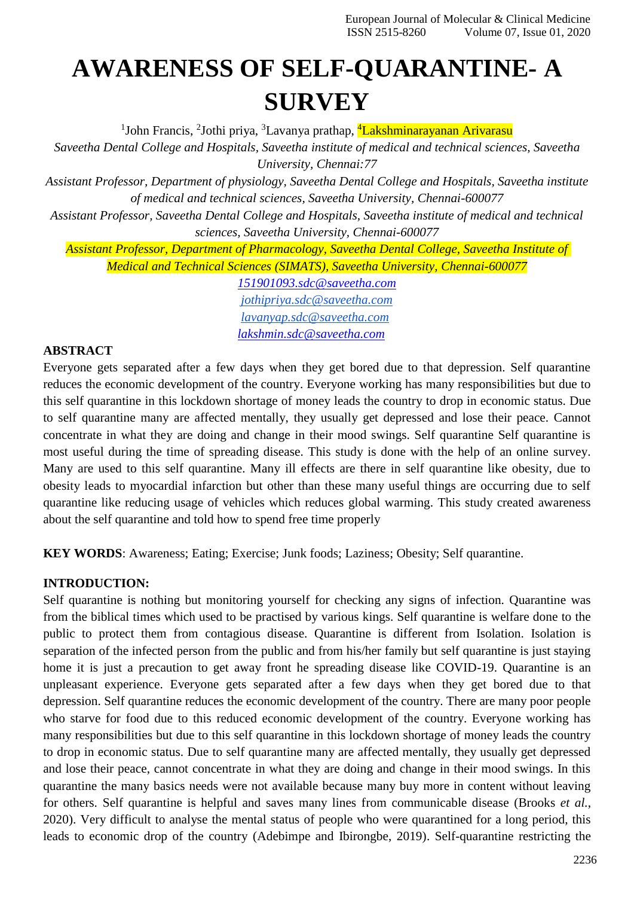# AWARENESS OF SELF-QUARANTINE- A SURVEY

[1]John Francis, [2]Jothi priya, [3]Lavanya prathap, [4]Lakshminarayanan Arivarasu

*Saveetha Dental College and Hospitals, Saveetha institute of medical and technical sciences, Saveetha University, Chennai:77*

*Assistant Professor, Department of physiology, Saveetha Dental College and Hospitals, Saveetha institute of medical and technical sciences, Saveetha University, Chennai-600077*

*Assistant Professor, Saveetha Dental College and Hospitals, Saveetha institute of medical and technical sciences, Saveetha University, Chennai-600077*

*Assistant Professor, Department of Pharmacology, Saveetha Dental College, Saveetha Institute of Medical and Technical Sciences (SIMATS), Saveetha University, Chennai-600077*

*151901093.sdc@saveetha.com*
*jothipriya.sdc@saveetha.com*
*lavanyap.sdc@saveetha.com*
*lakshmin.sdc@saveetha.com*

## ABSTRACT

Everyone gets separated after a few days when they get bored due to that depression. Self quarantine reduces the economic development of the country. Everyone working has many responsibilities but due to this self quarantine in this lockdown shortage of money leads the country to drop in economic status. Due to self quarantine many are affected mentally, they usually get depressed and lose their peace. Cannot concentrate in what they are doing and change in their mood swings. Self quarantine Self quarantine is most useful during the time of spreading disease. This study is done with the help of an online survey. Many are used to this self quarantine. Many ill effects are there in self quarantine like obesity, due to obesity leads to myocardial infarction but other than these many useful things are occurring due to self quarantine like reducing usage of vehicles which reduces global warming. This study created awareness about the self quarantine and told how to spend free time properly

**KEY WORDS**: Awareness; Eating; Exercise; Junk foods; Laziness; Obesity; Self quarantine.

## INTRODUCTION:

Self quarantine is nothing but monitoring yourself for checking any signs of infection. Quarantine was from the biblical times which used to be practised by various kings. Self quarantine is welfare done to the public to protect them from contagious disease. Quarantine is different from Isolation. Isolation is separation of the infected person from the public and from his/her family but self quarantine is just staying home it is just a precaution to get away front he spreading disease like COVID-19. Quarantine is an unpleasant experience. Everyone gets separated after a few days when they get bored due to that depression. Self quarantine reduces the economic development of the country. There are many poor people who starve for food due to this reduced economic development of the country. Everyone working has many responsibilities but due to this self quarantine in this lockdown shortage of money leads the country to drop in economic status. Due to self quarantine many are affected mentally, they usually get depressed and lose their peace, cannot concentrate in what they are doing and change in their mood swings. In this quarantine the many basics needs were not available because many buy more in content without leaving for others. Self quarantine is helpful and saves many lines from communicable disease (Brooks *et al.*, 2020). Very difficult to analyse the mental status of people who were quarantined for a long period, this leads to economic drop of the country (Adebimpe and Ibirongbe, 2019). Self-quarantine restricting the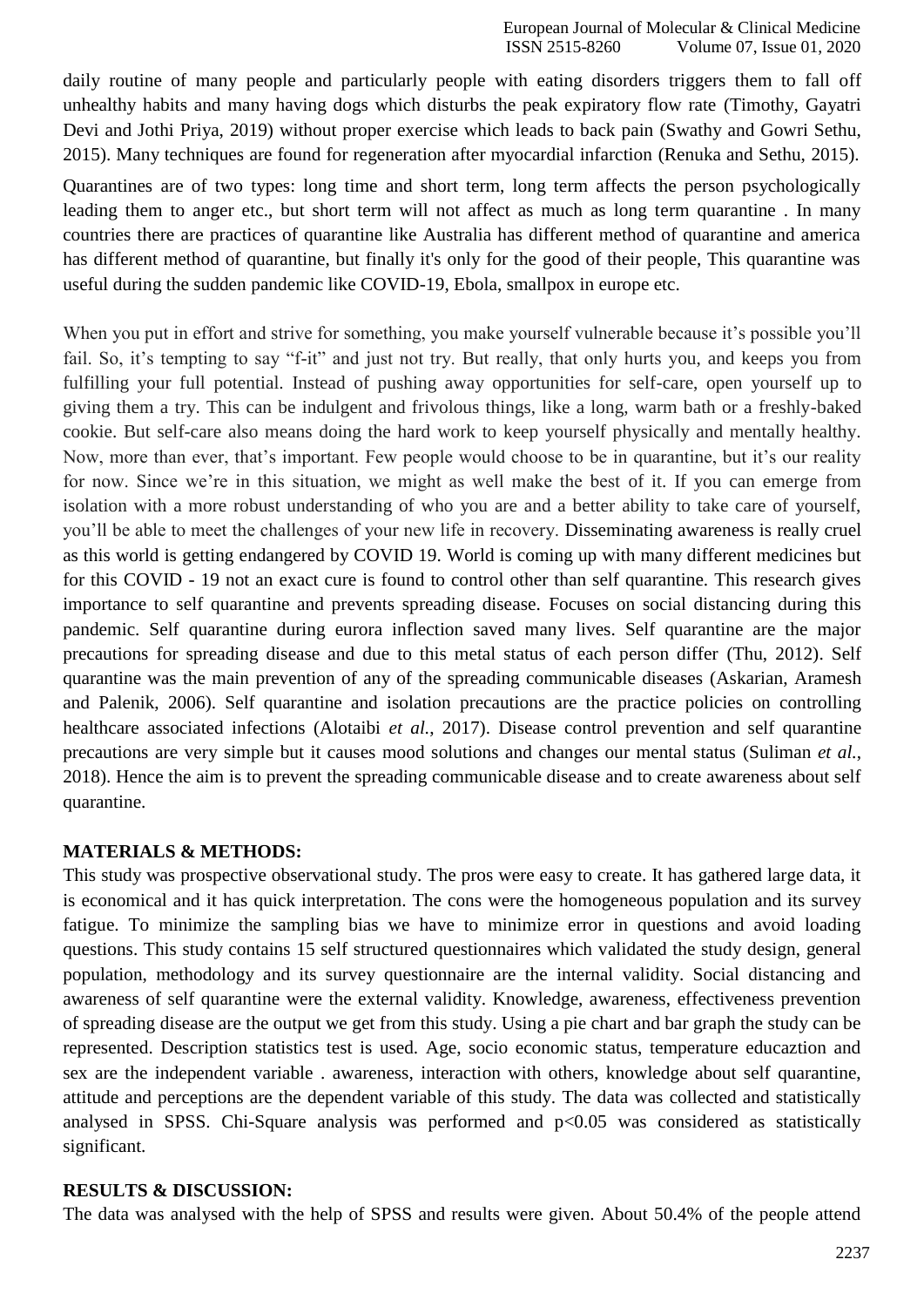daily routine of many people and particularly people with eating disorders triggers them to fall off unhealthy habits and many having dogs which disturbs the peak expiratory flow rate (Timothy, Gayatri Devi and Jothi Priya, 2019) without proper exercise which leads to back pain (Swathy and Gowri Sethu, 2015). Many techniques are found for regeneration after myocardial infarction (Renuka and Sethu, 2015).

Quarantines are of two types: long time and short term, long term affects the person psychologically leading them to anger etc., but short term will not affect as much as long term quarantine . In many countries there are practices of quarantine like Australia has different method of quarantine and america has different method of quarantine, but finally it's only for the good of their people, This quarantine was useful during the sudden pandemic like COVID-19, Ebola, smallpox in europe etc.

When you put in effort and strive for something, you make yourself vulnerable because it's possible you'll fail. So, it's tempting to say "f-it" and just not try. But really, that only hurts you, and keeps you from fulfilling your full potential. Instead of pushing away opportunities for self-care, open yourself up to giving them a try. This can be indulgent and frivolous things, like a long, warm bath or a freshly-baked cookie. But self-care also means doing the hard work to keep yourself physically and mentally healthy. Now, more than ever, that's important. Few people would choose to be in quarantine, but it's our reality for now. Since we're in this situation, we might as well make the best of it. If you can emerge from isolation with a more robust understanding of who you are and a better ability to take care of yourself, you'll be able to meet the challenges of your new life in recovery. Disseminating awareness is really cruel as this world is getting endangered by COVID 19. World is coming up with many different medicines but for this COVID - 19 not an exact cure is found to control other than self quarantine. This research gives importance to self quarantine and prevents spreading disease. Focuses on social distancing during this pandemic. Self quarantine during eurora inflection saved many lives. Self quarantine are the major precautions for spreading disease and due to this metal status of each person differ (Thu, 2012). Self quarantine was the main prevention of any of the spreading communicable diseases (Askarian, Aramesh and Palenik, 2006). Self quarantine and isolation precautions are the practice policies on controlling healthcare associated infections (Alotaibi *et al.*, 2017). Disease control prevention and self quarantine precautions are very simple but it causes mood solutions and changes our mental status (Suliman *et al.*, 2018). Hence the aim is to prevent the spreading communicable disease and to create awareness about self quarantine.

## MATERIALS & METHODS:

This study was prospective observational study. The pros were easy to create. It has gathered large data, it is economical and it has quick interpretation. The cons were the homogeneous population and its survey fatigue. To minimize the sampling bias we have to minimize error in questions and avoid loading questions. This study contains 15 self structured questionnaires which validated the study design, general population, methodology and its survey questionnaire are the internal validity. Social distancing and awareness of self quarantine were the external validity. Knowledge, awareness, effectiveness prevention of spreading disease are the output we get from this study. Using a pie chart and bar graph the study can be represented. Description statistics test is used. Age, socio economic status, temperature educaztion and sex are the independent variable . awareness, interaction with others, knowledge about self quarantine, attitude and perceptions are the dependent variable of this study. The data was collected and statistically analysed in SPSS. Chi-Square analysis was performed and $p<0.05$ was considered as statistically significant.

## RESULTS & DISCUSSION:

The data was analysed with the help of SPSS and results were given. About 50.4% of the people attend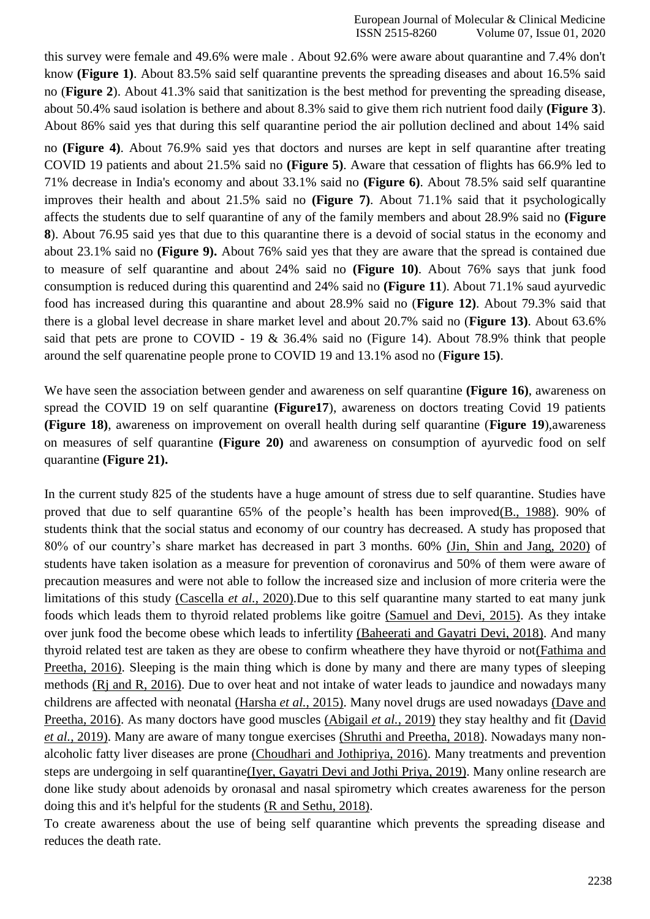this survey were female and 49.6% were male . About 92.6% were aware about quarantine and 7.4% don't know **(Figure 1)**. About 83.5% said self quarantine prevents the spreading diseases and about 16.5% said no (**Figure 2**). About 41.3% said that sanitization is the best method for preventing the spreading disease, about 50.4% saud isolation is bethere and about 8.3% said to give them rich nutrient food daily **(Figure 3**). About 86% said yes that during this self quarantine period the air pollution declined and about 14% said no **(Figure 4)**. About 76.9% said yes that doctors and nurses are kept in self quarantine after treating COVID 19 patients and about 21.5% said no **(Figure 5)**. Aware that cessation of flights has 66.9% led to 71% decrease in India's economy and about 33.1% said no **(Figure 6)**. About 78.5% said self quarantine improves their health and about 21.5% said no **(Figure 7)**. About 71.1% said that it psychologically affects the students due to self quarantine of any of the family members and about 28.9% said no **(Figure 8**). About 76.95 said yes that due to this quarantine there is a devoid of social status in the economy and about 23.1% said no **(Figure 9).** About 76% said yes that they are aware that the spread is contained due to measure of self quarantine and about 24% said no **(Figure 10)**. About 76% says that junk food consumption is reduced during this quarentind and 24% said no **(Figure 11**). About 71.1% saud ayurvedic food has increased during this quarantine and about 28.9% said no (**Figure 12)**. About 79.3% said that there is a global level decrease in share market level and about 20.7% said no (**Figure 13)**. About 63.6% said that pets are prone to COVID - 19 & 36.4% said no (Figure 14). About 78.9% think that people around the self quarenatine people prone to COVID 19 and 13.1% asod no (**Figure 15)**.

We have seen the association between gender and awareness on self quarantine **(Figure 16)**, awareness on spread the COVID 19 on self quarantine **(Figure17**), awareness on doctors treating Covid 19 patients **(Figure 18)**, awareness on improvement on overall health during self quarantine (**Figure 19**),awareness on measures of self quarantine **(Figure 20)** and awareness on consumption of ayurvedic food on self quarantine **(Figure 21).**

In the current study 825 of the students have a huge amount of stress due to self quarantine. Studies have proved that due to self quarantine 65% of the people's health has been improved(B., 1988). 90% of students think that the social status and economy of our country has decreased. A study has proposed that 80% of our country's share market has decreased in part 3 months. 60% (Jin, Shin and Jang, 2020) of students have taken isolation as a measure for prevention of coronavirus and 50% of them were aware of precaution measures and were not able to follow the increased size and inclusion of more criteria were the limitations of this study (Cascella *et al.*, 2020).Due to this self quarantine many started to eat many junk foods which leads them to thyroid related problems like goitre (Samuel and Devi, 2015). As they intake over junk food the become obese which leads to infertility (Baheerati and Gayatri Devi, 2018). And many thyroid related test are taken as they are obese to confirm wheathere they have thyroid or not(Fathima and Preetha, 2016). Sleeping is the main thing which is done by many and there are many types of sleeping methods (Rj and R, 2016). Due to over heat and not intake of water leads to jaundice and nowadays many childrens are affected with neonatal (Harsha *et al.*, 2015). Many novel drugs are used nowadays (Dave and Preetha, 2016). As many doctors have good muscles (Abigail *et al.*, 2019) they stay healthy and fit (David *et al.*, 2019). Many are aware of many tongue exercises (Shruthi and Preetha, 2018). Nowadays many non-alcoholic fatty liver diseases are prone (Choudhari and Jothipriya, 2016). Many treatments and prevention steps are undergoing in self quarantine(Iyer, Gayatri Devi and Jothi Priya, 2019). Many online research are done like study about adenoids by oronasal and nasal spirometry which creates awareness for the person doing this and it's helpful for the students (R and Sethu, 2018).

To create awareness about the use of being self quarantine which prevents the spreading disease and reduces the death rate.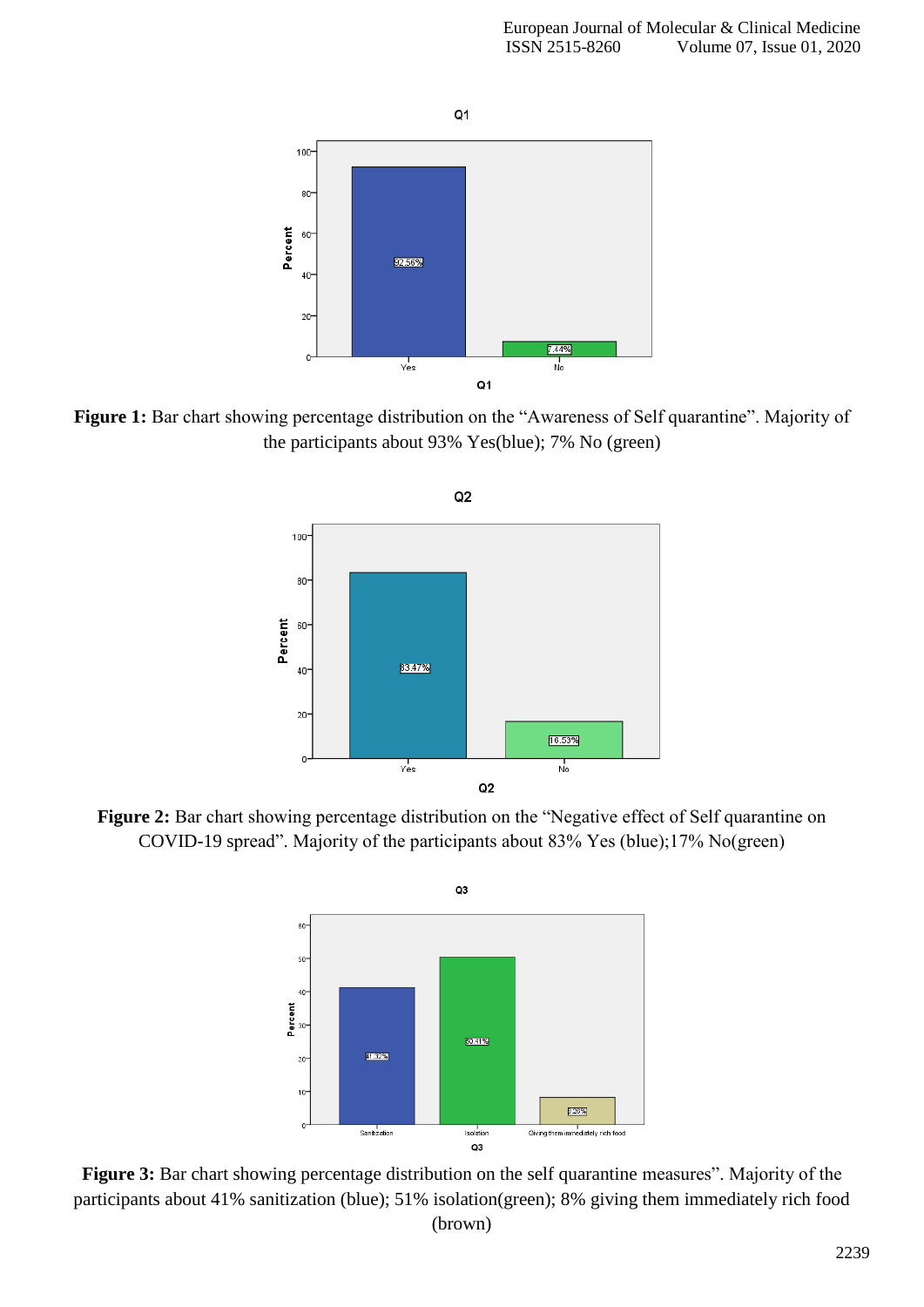**Figure 1:** Bar chart showing percentage distribution on the "Awareness of Self quarantine". Majority of the participants about 93% Yes(blue); 7% No (green)

**Figure 2:** Bar chart showing percentage distribution on the "Negative effect of Self quarantine on COVID-19 spread". Majority of the participants about 83% Yes (blue);17% No(green)

**Figure 3:** Bar chart showing percentage distribution on the self quarantine measures". Majority of the participants about 41% sanitization (blue); 51% isolation(green); 8% giving them immediately rich food (brown)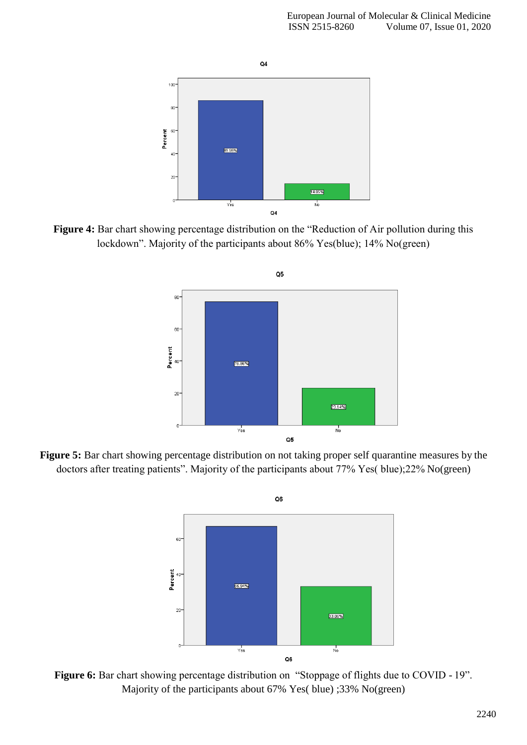**Figure 4:** Bar chart showing percentage distribution on the "Reduction of Air pollution during this lockdown". Majority of the participants about 86% Yes(blue); 14% No(green)

**Figure 5:** Bar chart showing percentage distribution on not taking proper self quarantine measures by the doctors after treating patients". Majority of the participants about 77% Yes( blue);22% No(green)

**Figure 6:** Bar chart showing percentage distribution on "Stoppage of flights due to COVID - 19". Majority of the participants about 67% Yes( blue) ;33% No(green)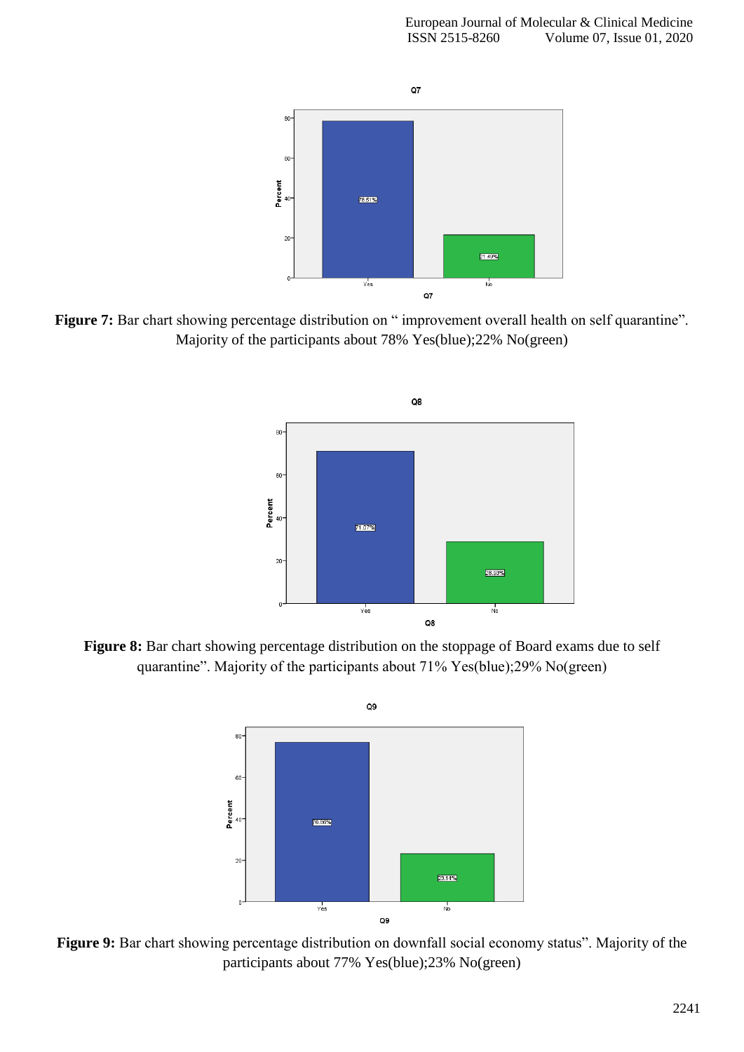**Figure 7:** Bar chart showing percentage distribution on " improvement overall health on self quarantine". Majority of the participants about 78% Yes(blue);22% No(green)

**Figure 8:** Bar chart showing percentage distribution on the stoppage of Board exams due to self quarantine". Majority of the participants about 71% Yes(blue);29% No(green)

**Figure 9:** Bar chart showing percentage distribution on downfall social economy status". Majority of the participants about 77% Yes(blue);23% No(green)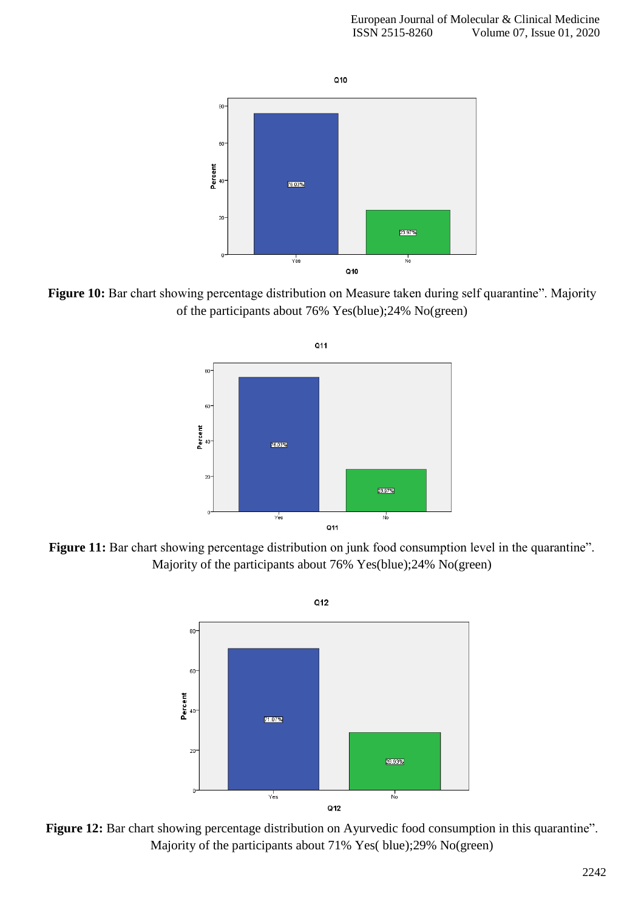**Figure 10:** Bar chart showing percentage distribution on Measure taken during self quarantine". Majority of the participants about 76% Yes(blue);24% No(green)

**Figure 11:** Bar chart showing percentage distribution on junk food consumption level in the quarantine". Majority of the participants about 76% Yes(blue);24% No(green)

**Figure 12:** Bar chart showing percentage distribution on Ayurvedic food consumption in this quarantine". Majority of the participants about 71% Yes( blue);29% No(green)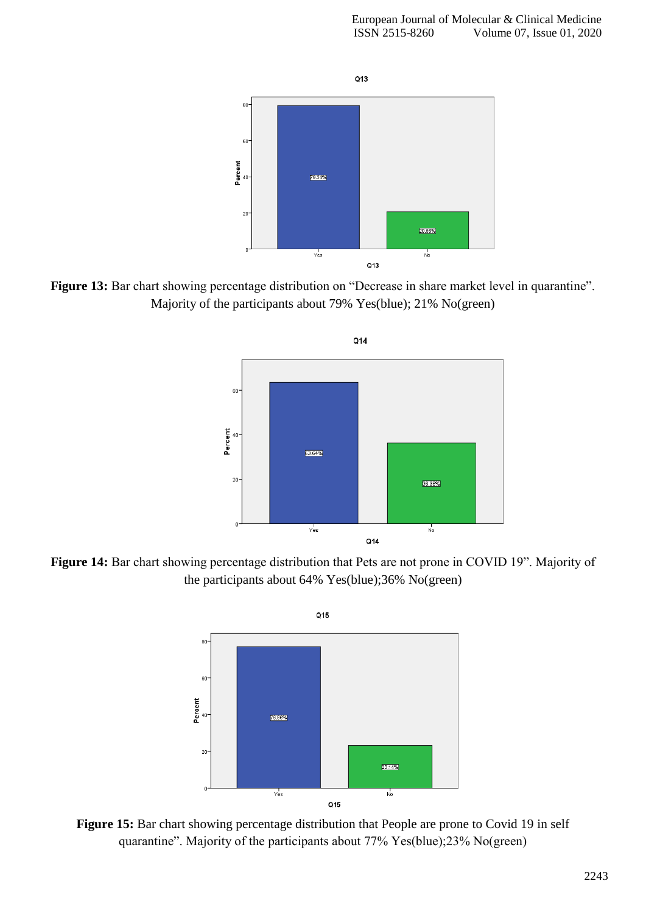**Figure 13:** Bar chart showing percentage distribution on “Decrease in share market level in quarantine”. Majority of the participants about 79% Yes(blue); 21% No(green)

**Figure 14:** Bar chart showing percentage distribution that Pets are not prone in COVID 19”. Majority of the participants about 64% Yes(blue);36% No(green)

**Figure 15:** Bar chart showing percentage distribution that People are prone to Covid 19 in self quarantine”. Majority of the participants about 77% Yes(blue);23% No(green)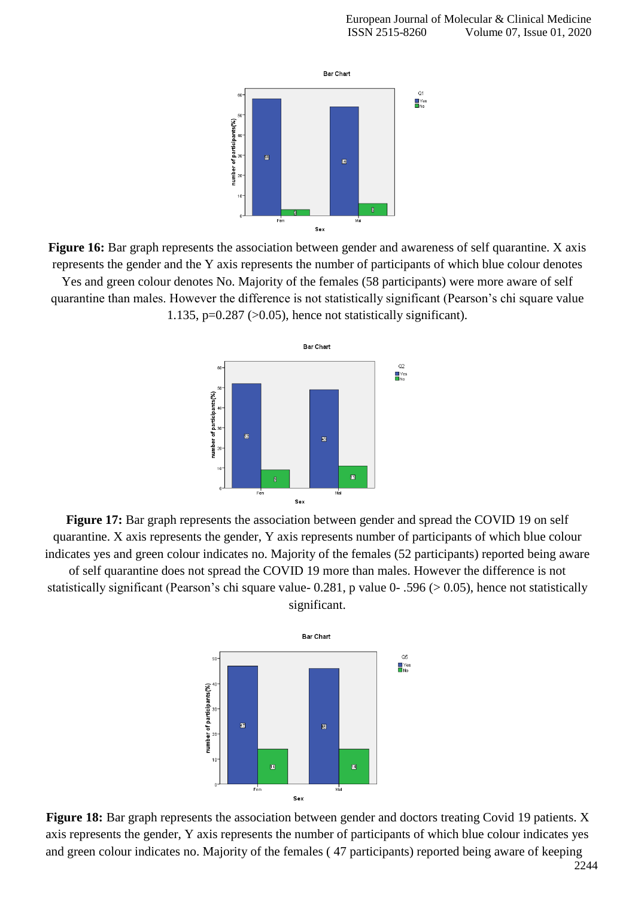**Figure 16:** Bar graph represents the association between gender and awareness of self quarantine. X axis represents the gender and the Y axis represents the number of participants of which blue colour denotes Yes and green colour denotes No. Majority of the females (58 participants) were more aware of self quarantine than males. However the difference is not statistically significant (Pearson's chi square value 1.135, p=0.287 (>0.05), hence not statistically significant).

**Figure 17:** Bar graph represents the association between gender and spread the COVID 19 on self quarantine. X axis represents the gender, Y axis represents number of participants of which blue colour indicates yes and green colour indicates no. Majority of the females (52 participants) reported being aware of self quarantine does not spread the COVID 19 more than males. However the difference is not statistically significant (Pearson's chi square value- 0.281, p value 0- .596 (> 0.05), hence not statistically significant.

**Figure 18:** Bar graph represents the association between gender and doctors treating Covid 19 patients. X axis represents the gender, Y axis represents the number of participants of which blue colour indicates yes and green colour indicates no. Majority of the females ( 47 participants) reported being aware of keeping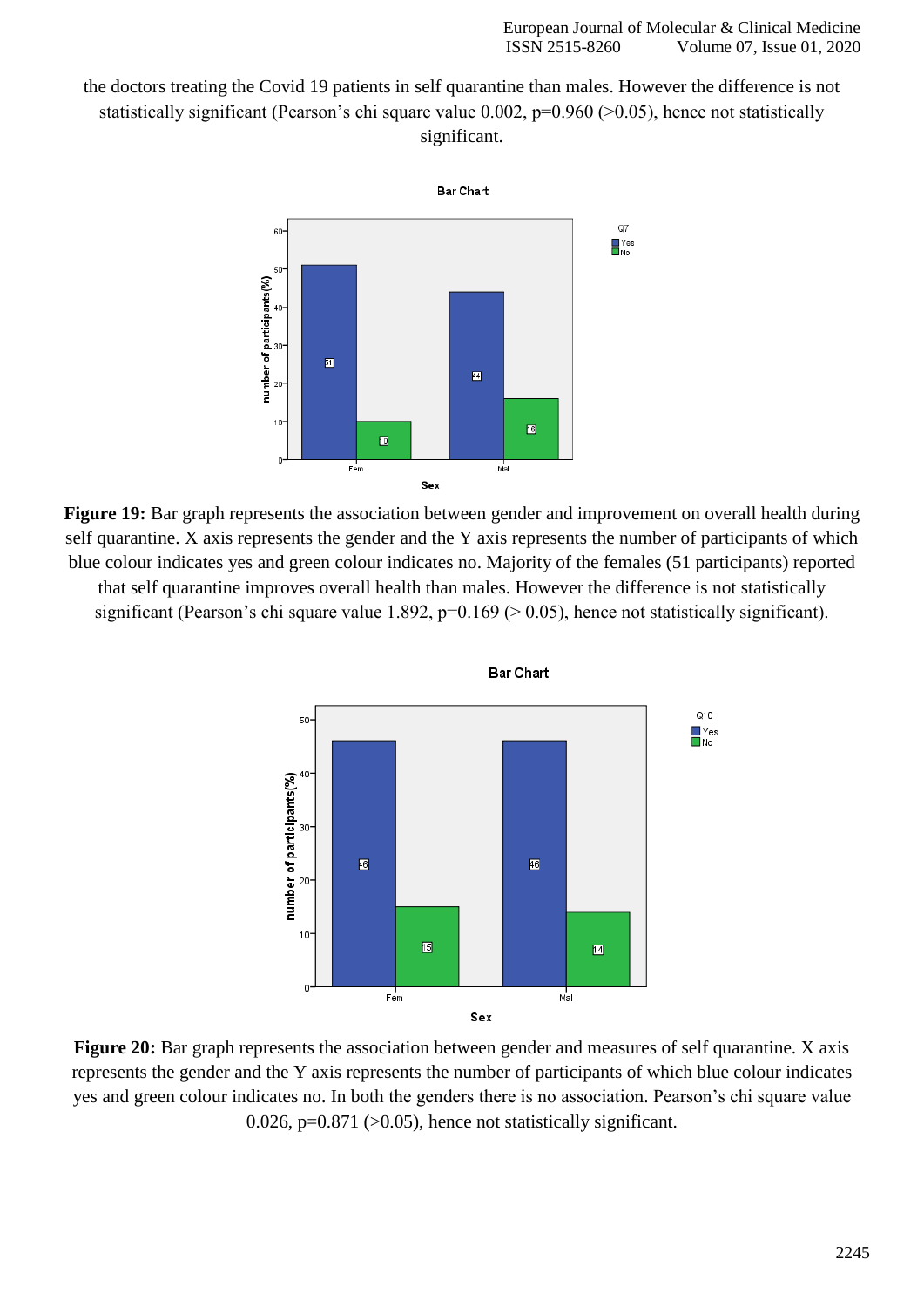the doctors treating the Covid 19 patients in self quarantine than males. However the difference is not statistically significant (Pearson's chi square value 0.002, p=0.960 (>0.05), hence not statistically significant.

**Figure 19:** Bar graph represents the association between gender and improvement on overall health during self quarantine. X axis represents the gender and the Y axis represents the number of participants of which blue colour indicates yes and green colour indicates no. Majority of the females (51 participants) reported that self quarantine improves overall health than males. However the difference is not statistically significant (Pearson's chi square value 1.892, p=0.169 (> 0.05), hence not statistically significant).

**Figure 20:** Bar graph represents the association between gender and measures of self quarantine. X axis represents the gender and the Y axis represents the number of participants of which blue colour indicates yes and green colour indicates no. In both the genders there is no association. Pearson's chi square value 0.026, p=0.871 (>0.05), hence not statistically significant.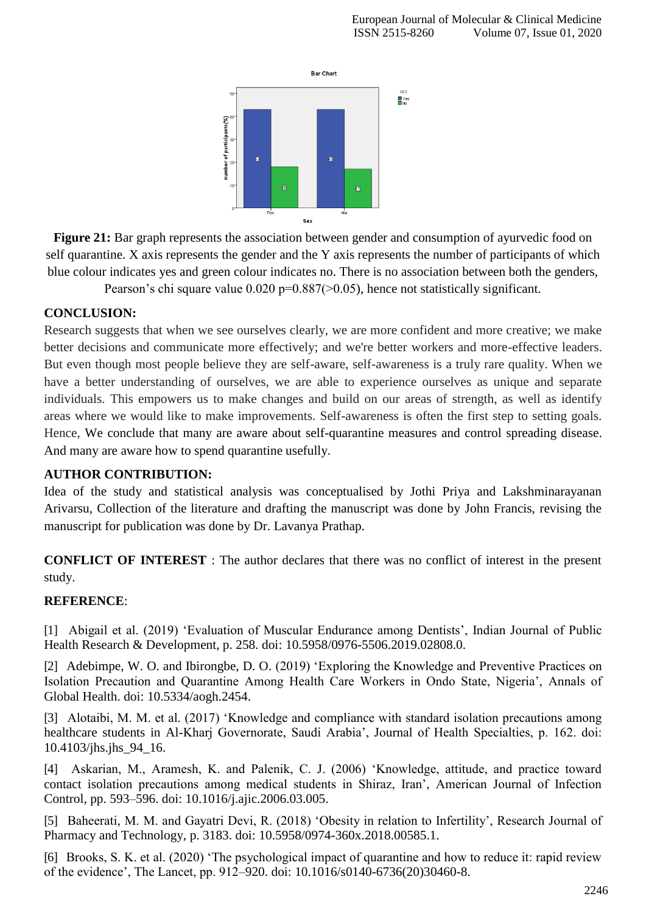**Figure 21:** Bar graph represents the association between gender and consumption of ayurvedic food on self quarantine. X axis represents the gender and the Y axis represents the number of participants of which blue colour indicates yes and green colour indicates no. There is no association between both the genders, Pearson's chi square value 0.020 p=0.887(>0.05), hence not statistically significant.

## CONCLUSION:

Research suggests that when we see ourselves clearly, we are more confident and more creative; we make better decisions and communicate more effectively; and we're better workers and more-effective leaders. But even though most people believe they are self-aware, self-awareness is a truly rare quality. When we have a better understanding of ourselves, we are able to experience ourselves as unique and separate individuals. This empowers us to make changes and build on our areas of strength, as well as identify areas where we would like to make improvements. Self-awareness is often the first step to setting goals. Hence, We conclude that many are aware about self-quarantine measures and control spreading disease. And many are aware how to spend quarantine usefully.

## AUTHOR CONTRIBUTION:

Idea of the study and statistical analysis was conceptualised by Jothi Priya and Lakshminarayanan Arivarsu, Collection of the literature and drafting the manuscript was done by John Francis, revising the manuscript for publication was done by Dr. Lavanya Prathap.

**CONFLICT OF INTEREST** : The author declares that there was no conflict of interest in the present study.

## REFERENCE:

[1] Abigail et al. (2019) 'Evaluation of Muscular Endurance among Dentists', Indian Journal of Public Health Research & Development, p. 258. doi: 10.5958/0976-5506.2019.02808.0.

[2] Adebimpe, W. O. and Ibirongbe, D. O. (2019) 'Exploring the Knowledge and Preventive Practices on Isolation Precaution and Quarantine Among Health Care Workers in Ondo State, Nigeria', Annals of Global Health. doi: 10.5334/aogh.2454.

[3] Alotaibi, M. M. et al. (2017) 'Knowledge and compliance with standard isolation precautions among healthcare students in Al-Kharj Governorate, Saudi Arabia', Journal of Health Specialties, p. 162. doi: 10.4103/jhs.jhs_94_16.

[4] Askarian, M., Aramesh, K. and Palenik, C. J. (2006) 'Knowledge, attitude, and practice toward contact isolation precautions among medical students in Shiraz, Iran', American Journal of Infection Control, pp. 593–596. doi: 10.1016/j.ajic.2006.03.005.

[5] Baheerati, M. M. and Gayatri Devi, R. (2018) 'Obesity in relation to Infertility', Research Journal of Pharmacy and Technology, p. 3183. doi: 10.5958/0974-360x.2018.00585.1.

[6] Brooks, S. K. et al. (2020) 'The psychological impact of quarantine and how to reduce it: rapid review of the evidence', The Lancet, pp. 912–920. doi: 10.1016/s0140-6736(20)30460-8.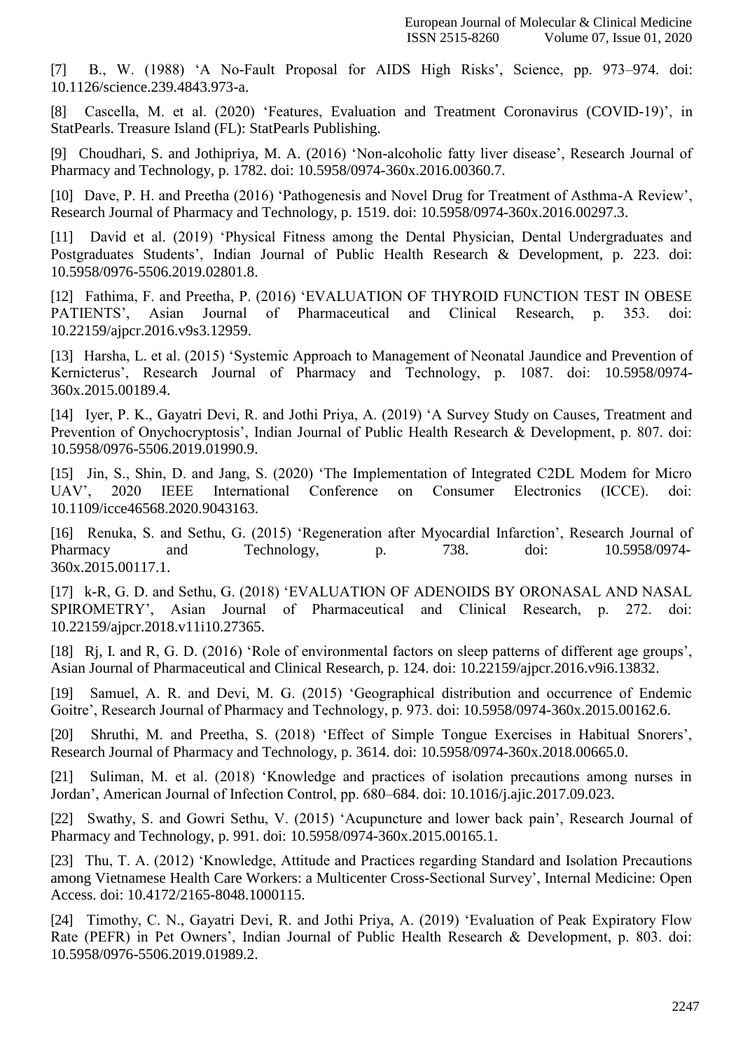[7] B., W. (1988) 'A No-Fault Proposal for AIDS High Risks', Science, pp. 973–974. doi: 10.1126/science.239.4843.973-a.

[8] Cascella, M. et al. (2020) 'Features, Evaluation and Treatment Coronavirus (COVID-19)', in StatPearls. Treasure Island (FL): StatPearls Publishing.

[9] Choudhari, S. and Jothipriya, M. A. (2016) 'Non-alcoholic fatty liver disease', Research Journal of Pharmacy and Technology, p. 1782. doi: 10.5958/0974-360x.2016.00360.7.

[10] Dave, P. H. and Preetha (2016) 'Pathogenesis and Novel Drug for Treatment of Asthma-A Review', Research Journal of Pharmacy and Technology, p. 1519. doi: 10.5958/0974-360x.2016.00297.3.

[11] David et al. (2019) 'Physical Fitness among the Dental Physician, Dental Undergraduates and Postgraduates Students', Indian Journal of Public Health Research & Development, p. 223. doi: 10.5958/0976-5506.2019.02801.8.

[12] Fathima, F. and Preetha, P. (2016) 'EVALUATION OF THYROID FUNCTION TEST IN OBESE PATIENTS', Asian Journal of Pharmaceutical and Clinical Research, p. 353. doi: 10.22159/ajpcr.2016.v9s3.12959.

[13] Harsha, L. et al. (2015) 'Systemic Approach to Management of Neonatal Jaundice and Prevention of Kernicterus', Research Journal of Pharmacy and Technology, p. 1087. doi: 10.5958/0974-360x.2015.00189.4.

[14] Iyer, P. K., Gayatri Devi, R. and Jothi Priya, A. (2019) 'A Survey Study on Causes, Treatment and Prevention of Onychocryptosis', Indian Journal of Public Health Research & Development, p. 807. doi: 10.5958/0976-5506.2019.01990.9.

[15] Jin, S., Shin, D. and Jang, S. (2020) 'The Implementation of Integrated C2DL Modem for Micro UAV', 2020 IEEE International Conference on Consumer Electronics (ICCE). doi: 10.1109/icce46568.2020.9043163.

[16] Renuka, S. and Sethu, G. (2015) 'Regeneration after Myocardial Infarction', Research Journal of Pharmacy and Technology, p. 738. doi: 10.5958/0974-360x.2015.00117.1.

[17] k-R, G. D. and Sethu, G. (2018) 'EVALUATION OF ADENOIDS BY ORONASAL AND NASAL SPIROMETRY', Asian Journal of Pharmaceutical and Clinical Research, p. 272. doi: 10.22159/ajpcr.2018.v11i10.27365.

[18] Rj, I. and R, G. D. (2016) 'Role of environmental factors on sleep patterns of different age groups', Asian Journal of Pharmaceutical and Clinical Research, p. 124. doi: 10.22159/ajpcr.2016.v9i6.13832.

[19] Samuel, A. R. and Devi, M. G. (2015) 'Geographical distribution and occurrence of Endemic Goitre', Research Journal of Pharmacy and Technology, p. 973. doi: 10.5958/0974-360x.2015.00162.6.

[20] Shruthi, M. and Preetha, S. (2018) 'Effect of Simple Tongue Exercises in Habitual Snorers', Research Journal of Pharmacy and Technology, p. 3614. doi: 10.5958/0974-360x.2018.00665.0.

[21] Suliman, M. et al. (2018) 'Knowledge and practices of isolation precautions among nurses in Jordan', American Journal of Infection Control, pp. 680–684. doi: 10.1016/j.ajic.2017.09.023.

[22] Swathy, S. and Gowri Sethu, V. (2015) 'Acupuncture and lower back pain', Research Journal of Pharmacy and Technology, p. 991. doi: 10.5958/0974-360x.2015.00165.1.

[23] Thu, T. A. (2012) 'Knowledge, Attitude and Practices regarding Standard and Isolation Precautions among Vietnamese Health Care Workers: a Multicenter Cross-Sectional Survey', Internal Medicine: Open Access. doi: 10.4172/2165-8048.1000115.

[24] Timothy, C. N., Gayatri Devi, R. and Jothi Priya, A. (2019) 'Evaluation of Peak Expiratory Flow Rate (PEFR) in Pet Owners', Indian Journal of Public Health Research & Development, p. 803. doi: 10.5958/0976-5506.2019.01989.2.